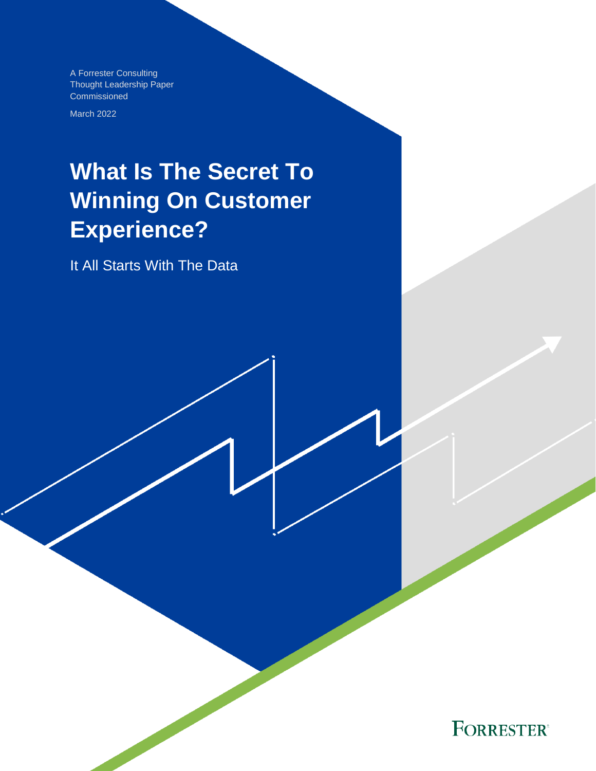A Forrester Consulting
Thought Leadership Paper
Commissioned

March 2022

# What Is The Secret To Winning On Customer Experience?

It All Starts With The Data

FORRESTER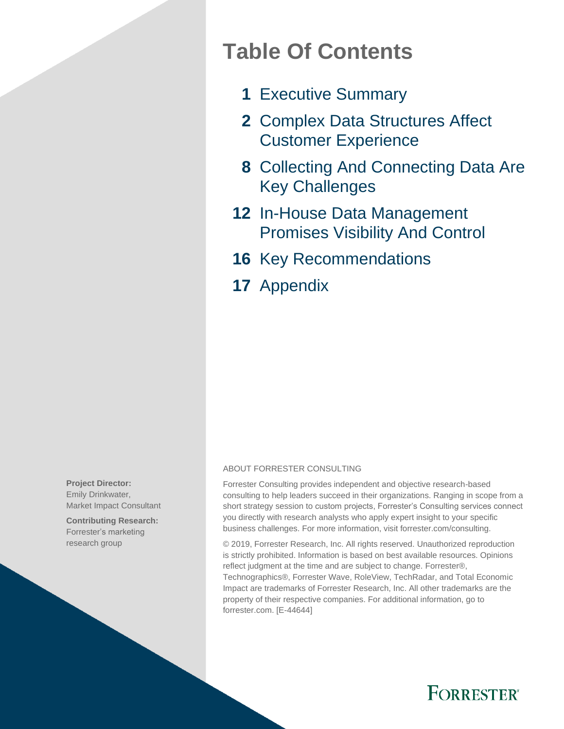# Table Of Contents

**1** Executive Summary

**2** Complex Data Structures Affect Customer Experience

**8** Collecting And Connecting Data Are Key Challenges

**12** In-House Data Management Promises Visibility And Control

**16** Key Recommendations

**17** Appendix

**Project Director:**
Emily Drinkwater,
Market Impact Consultant

**Contributing Research:**
Forrester's marketing research group

ABOUT FORRESTER CONSULTING

Forrester Consulting provides independent and objective research-based consulting to help leaders succeed in their organizations. Ranging in scope from a short strategy session to custom projects, Forrester's Consulting services connect you directly with research analysts who apply expert insight to your specific business challenges. For more information, visit forrester.com/consulting.

© 2019, Forrester Research, Inc. All rights reserved. Unauthorized reproduction is strictly prohibited. Information is based on best available resources. Opinions reflect judgment at the time and are subject to change. Forrester®, Technographics®, Forrester Wave, RoleView, TechRadar, and Total Economic Impact are trademarks of Forrester Research, Inc. All other trademarks are the property of their respective companies. For additional information, go to forrester.com. [E-44644]

FORRESTER®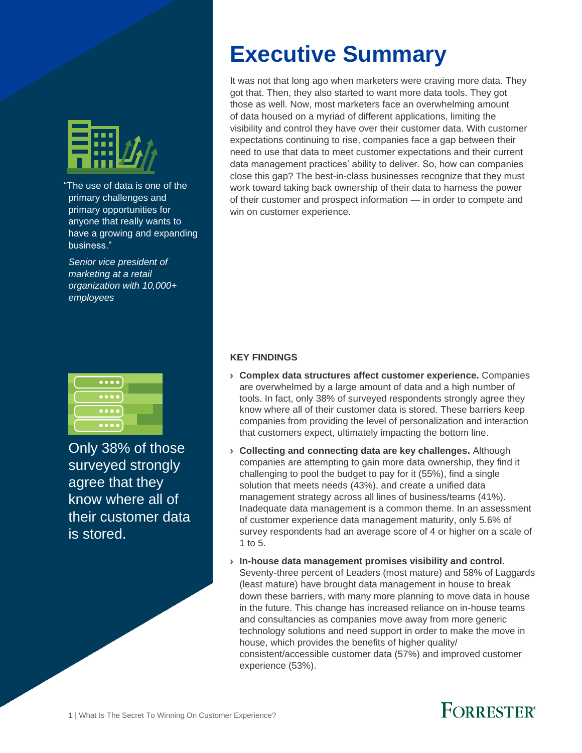# Executive Summary

It was not that long ago when marketers were craving more data. They got that. Then, they also started to want more data tools. They got those as well. Now, most marketers face an overwhelming amount of data housed on a myriad of different applications, limiting the visibility and control they have over their customer data. With customer expectations continuing to rise, companies face a gap between their need to use that data to meet customer expectations and their current data management practices' ability to deliver. So, how can companies close this gap? The best-in-class businesses recognize that they must work toward taking back ownership of their data to harness the power of their customer and prospect information — in order to compete and win on customer experience.

"The use of data is one of the primary challenges and primary opportunities for anyone that really wants to have a growing and expanding business."

*Senior vice president of marketing at a retail organization with 10,000+ employees*

Only 38% of those surveyed strongly agree that they know where all of their customer data is stored.

## KEY FINDINGS

- **Complex data structures affect customer experience.** Companies are overwhelmed by a large amount of data and a high number of tools. In fact, only 38% of surveyed respondents strongly agree they know where all of their customer data is stored. These barriers keep companies from providing the level of personalization and interaction that customers expect, ultimately impacting the bottom line.
- **Collecting and connecting data are key challenges.** Although companies are attempting to gain more data ownership, they find it challenging to pool the budget to pay for it (55%), find a single solution that meets needs (43%), and create a unified data management strategy across all lines of business/teams (41%). Inadequate data management is a common theme. In an assessment of customer experience data management maturity, only 5.6% of survey respondents had an average score of 4 or higher on a scale of 1 to 5.
- **In-house data management promises visibility and control.** Seventy-three percent of Leaders (most mature) and 58% of Laggards (least mature) have brought data management in house to break down these barriers, with many more planning to move data in house in the future. This change has increased reliance on in-house teams and consultancies as companies move away from more generic technology solutions and need support in order to make the move in house, which provides the benefits of higher quality/consistent/accessible customer data (57%) and improved customer experience (53%).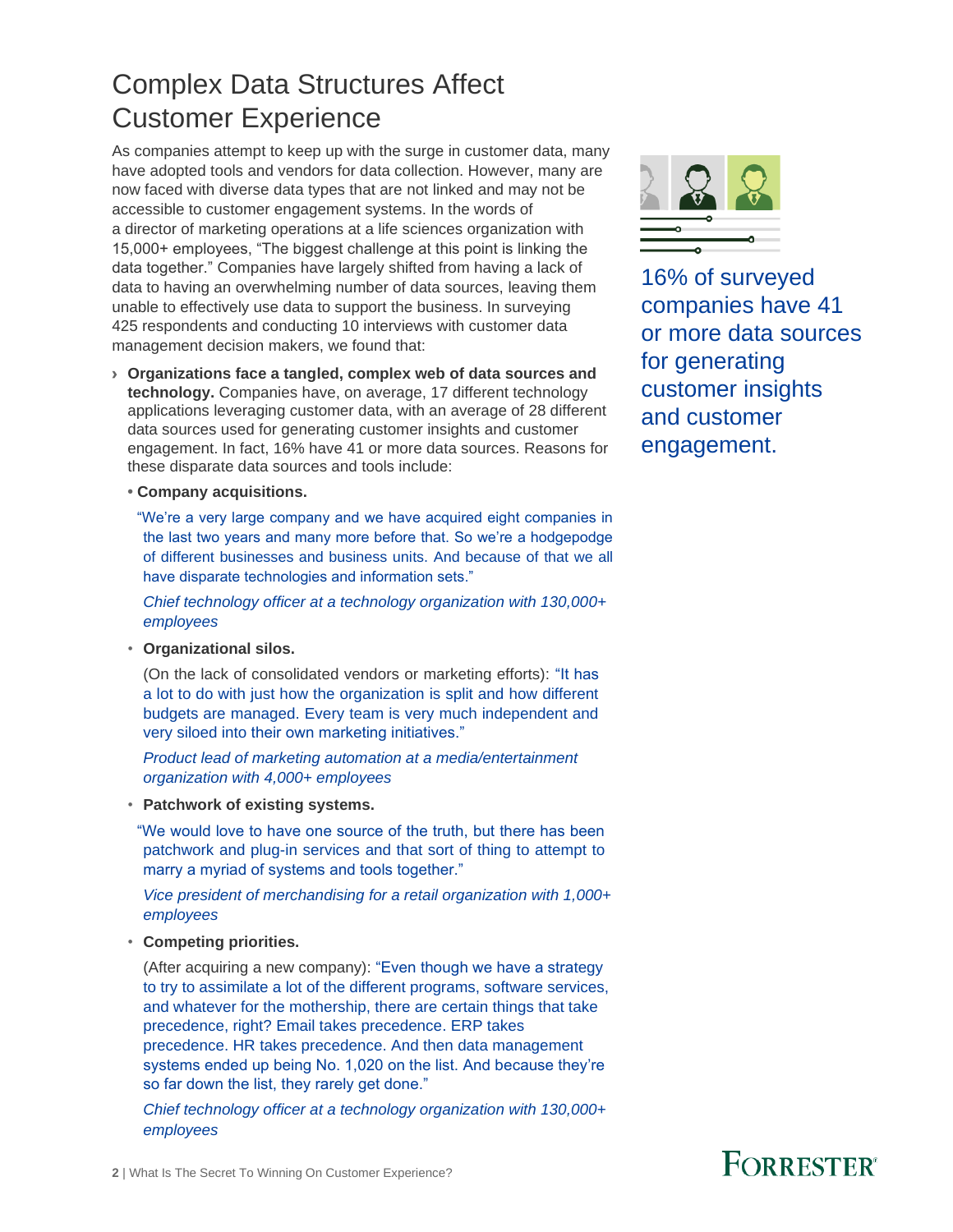# Complex Data Structures Affect Customer Experience

As companies attempt to keep up with the surge in customer data, many have adopted tools and vendors for data collection. However, many are now faced with diverse data types that are not linked and may not be accessible to customer engagement systems. In the words of a director of marketing operations at a life sciences organization with 15,000+ employees, "The biggest challenge at this point is linking the data together." Companies have largely shifted from having a lack of data to having an overwhelming number of data sources, leaving them unable to effectively use data to support the business. In surveying 425 respondents and conducting 10 interviews with customer data management decision makers, we found that:

- **Organizations face a tangled, complex web of data sources and technology.** Companies have, on average, 17 different technology applications leveraging customer data, with an average of 28 different data sources used for generating customer insights and customer engagement. In fact, 16% have 41 or more data sources. Reasons for these disparate data sources and tools include:

  - **Company acquisitions.**

    "We're a very large company and we have acquired eight companies in the last two years and many more before that. So we're a hodgepodge of different businesses and business units. And because of that we all have disparate technologies and information sets."

    *Chief technology officer at a technology organization with 130,000+ employees*

  - **Organizational silos.**

    (On the lack of consolidated vendors or marketing efforts): "It has a lot to do with just how the organization is split and how different budgets are managed. Every team is very much independent and very siloed into their own marketing initiatives."

    *Product lead of marketing automation at a media/entertainment organization with 4,000+ employees*

  - **Patchwork of existing systems.**

    "We would love to have one source of the truth, but there has been patchwork and plug-in services and that sort of thing to attempt to marry a myriad of systems and tools together."

    *Vice president of merchandising for a retail organization with 1,000+ employees*

  - **Competing priorities.**

    (After acquiring a new company): "Even though we have a strategy to try to assimilate a lot of the different programs, software services, and whatever for the mothership, there are certain things that take precedence, right? Email takes precedence. ERP takes precedence. HR takes precedence. And then data management systems ended up being No. 1,020 on the list. And because they're so far down the list, they rarely get done."

    *Chief technology officer at a technology organization with 130,000+ employees*

16% of surveyed companies have 41 or more data sources for generating customer insights and customer engagement.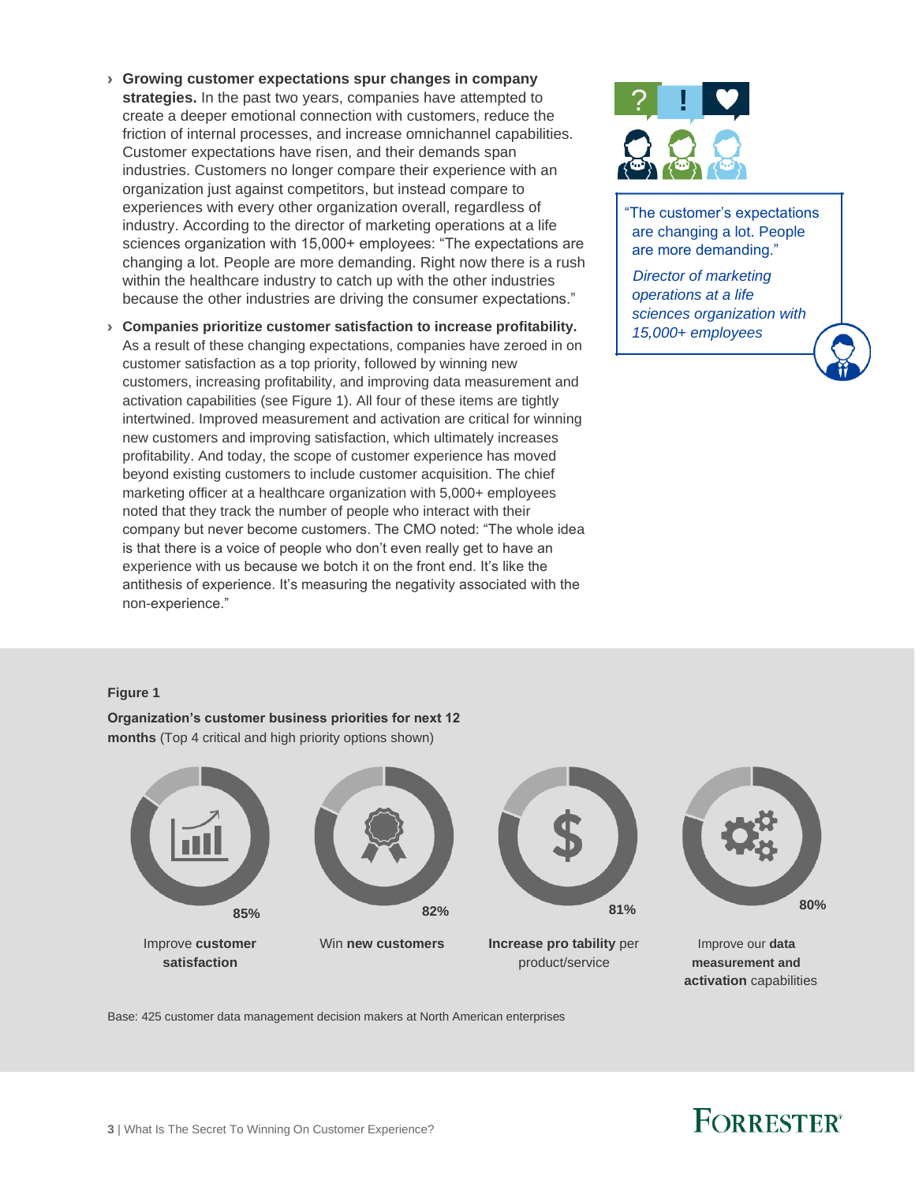- **Growing customer expectations spur changes in company strategies.** In the past two years, companies have attempted to create a deeper emotional connection with customers, reduce the friction of internal processes, and increase omnichannel capabilities. Customer expectations have risen, and their demands span industries. Customers no longer compare their experience with an organization just against competitors, but instead compare to experiences with every other organization overall, regardless of industry. According to the director of marketing operations at a life sciences organization with 15,000+ employees: "The expectations are changing a lot. People are more demanding. Right now there is a rush within the healthcare industry to catch up with the other industries because the other industries are driving the consumer expectations."

- **Companies prioritize customer satisfaction to increase profitability.** As a result of these changing expectations, companies have zeroed in on customer satisfaction as a top priority, followed by winning new customers, increasing profitability, and improving data measurement and activation capabilities (see Figure 1). All four of these items are tightly intertwined. Improved measurement and activation are critical for winning new customers and improving satisfaction, which ultimately increases profitability. And today, the scope of customer experience has moved beyond existing customers to include customer acquisition. The chief marketing officer at a healthcare organization with 5,000+ employees noted that they track the number of people who interact with their company but never become customers. The CMO noted: "The whole idea is that there is a voice of people who don't even really get to have an experience with us because we botch it on the front end. It's like the antithesis of experience. It's measuring the negativity associated with the non-experience."

> "The customer's expectations are changing a lot. People are more demanding."
>
> *Director of marketing operations at a life sciences organization with 15,000+ employees*

**Figure 1**

**Organization's customer business priorities for next 12 months** (Top 4 critical and high priority options shown)

| Priority | Percentage |
|---|---|
| Improve **customer satisfaction** | 85% |
| Win **new customers** | 82% |
| **Increase pro tability** per product/service | 81% |
| Improve our **data measurement and activation** capabilities | 80% |

Base: 425 customer data management decision makers at North American enterprises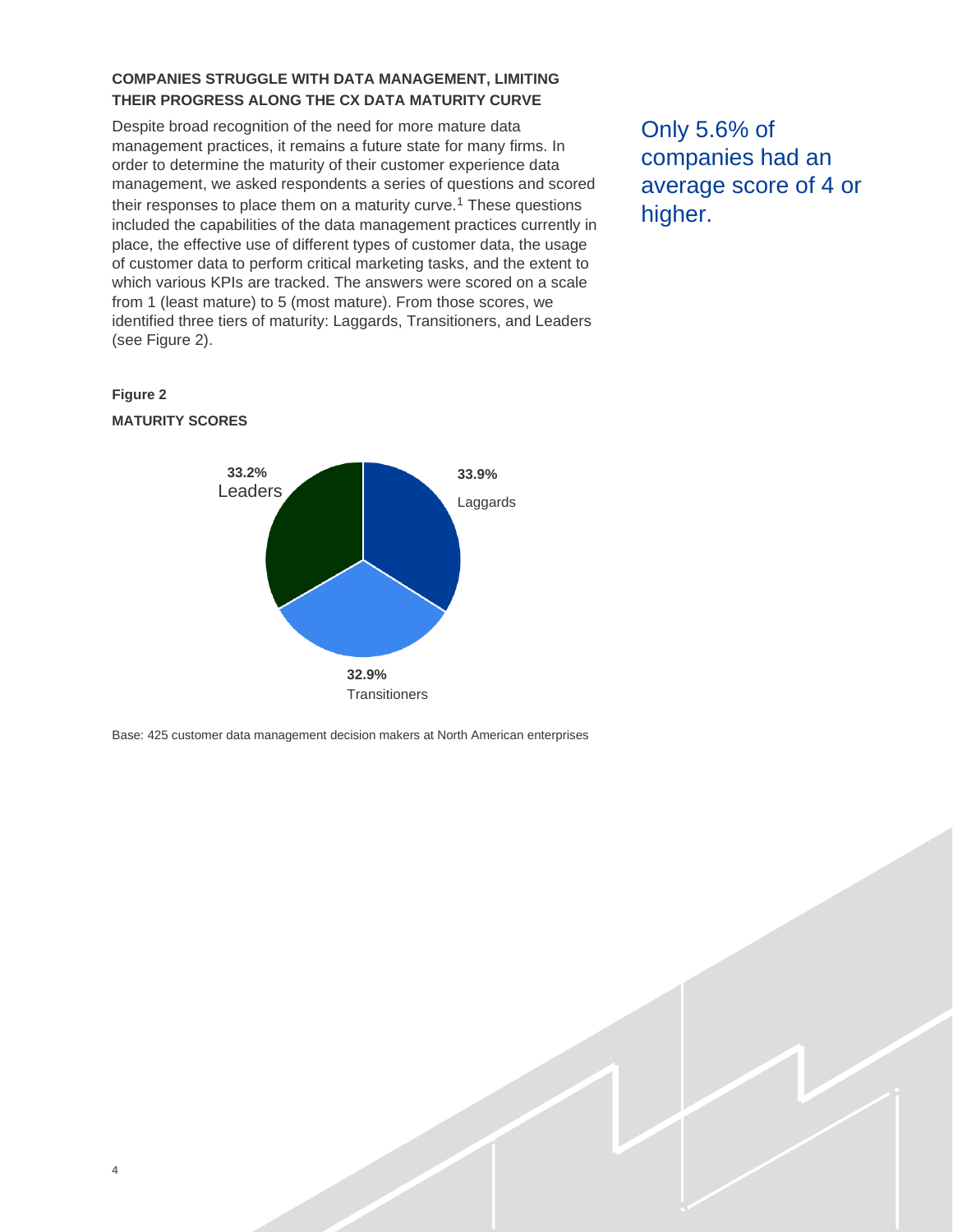## COMPANIES STRUGGLE WITH DATA MANAGEMENT, LIMITING THEIR PROGRESS ALONG THE CX DATA MATURITY CURVE

Despite broad recognition of the need for more mature data management practices, it remains a future state for many firms. In order to determine the maturity of their customer experience data management, we asked respondents a series of questions and scored their responses to place them on a maturity curve.[1] These questions included the capabilities of the data management practices currently in place, the effective use of different types of customer data, the usage of customer data to perform critical marketing tasks, and the extent to which various KPIs are tracked. The answers were scored on a scale from 1 (least mature) to 5 (most mature). From those scores, we identified three tiers of maturity: Laggards, Transitioners, and Leaders (see Figure 2).

Only 5.6% of companies had an average score of 4 or higher.

**Figure 2**

**MATURITY SCORES**

| Tier | Share |
| --- | --- |
| Laggards | 33.9% |
| Transitioners | 32.9% |
| Leaders | 33.2% |

Base: 425 customer data management decision makers at North American enterprises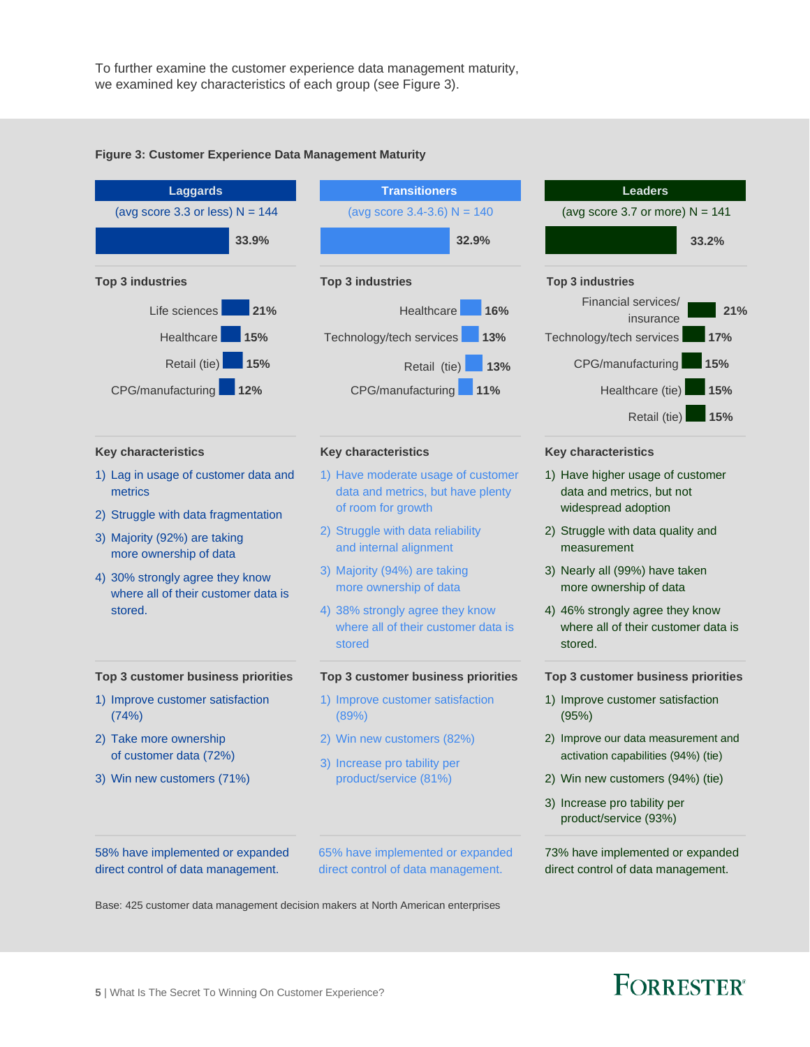To further examine the customer experience data management maturity, we examined key characteristics of each group (see Figure 3).

**Figure 3: Customer Experience Data Management Maturity**

| | Laggards | Transitioners | Leaders |
|---|---|---|---|
| | (avg score 3.3 or less) N = 144 | (avg score 3.4-3.6) N = 140 | (avg score 3.7 or more) N = 141 |
| | 33.9% | 32.9% | 33.2% |
| **Top 3 industries** | Life sciences 21%<br>Healthcare 15%<br>Retail (tie) 15%<br>CPG/manufacturing 12% | Healthcare 16%<br>Technology/tech services 13%<br>Retail (tie) 13%<br>CPG/manufacturing 11% | Financial services/insurance 21%<br>Technology/tech services 17%<br>CPG/manufacturing 15%<br>Healthcare (tie) 15%<br>Retail (tie) 15% |
| **Key characteristics** | 1) Lag in usage of customer data and metrics<br>2) Struggle with data fragmentation<br>3) Majority (92%) are taking more ownership of data<br>4) 30% strongly agree they know where all of their customer data is stored. | 1) Have moderate usage of customer data and metrics, but have plenty of room for growth<br>2) Struggle with data reliability and internal alignment<br>3) Majority (94%) are taking more ownership of data<br>4) 38% strongly agree they know where all of their customer data is stored | 1) Have higher usage of customer data and metrics, but not widespread adoption<br>2) Struggle with data quality and measurement<br>3) Nearly all (99%) have taken more ownership of data<br>4) 46% strongly agree they know where all of their customer data is stored. |
| **Top 3 customer business priorities** | 1) Improve customer satisfaction (74%)<br>2) Take more ownership of customer data (72%)<br>3) Win new customers (71%) | 1) Improve customer satisfaction (89%)<br>2) Win new customers (82%)<br>3) Increase pro tability per product/service (81%) | 1) Improve customer satisfaction (95%)<br>2) Improve our data measurement and activation capabilities (94%) (tie)<br>2) Win new customers (94%) (tie)<br>3) Increase pro tability per product/service (93%) |
| | 58% have implemented or expanded direct control of data management. | 65% have implemented or expanded direct control of data management. | 73% have implemented or expanded direct control of data management. |

Base: 425 customer data management decision makers at North American enterprises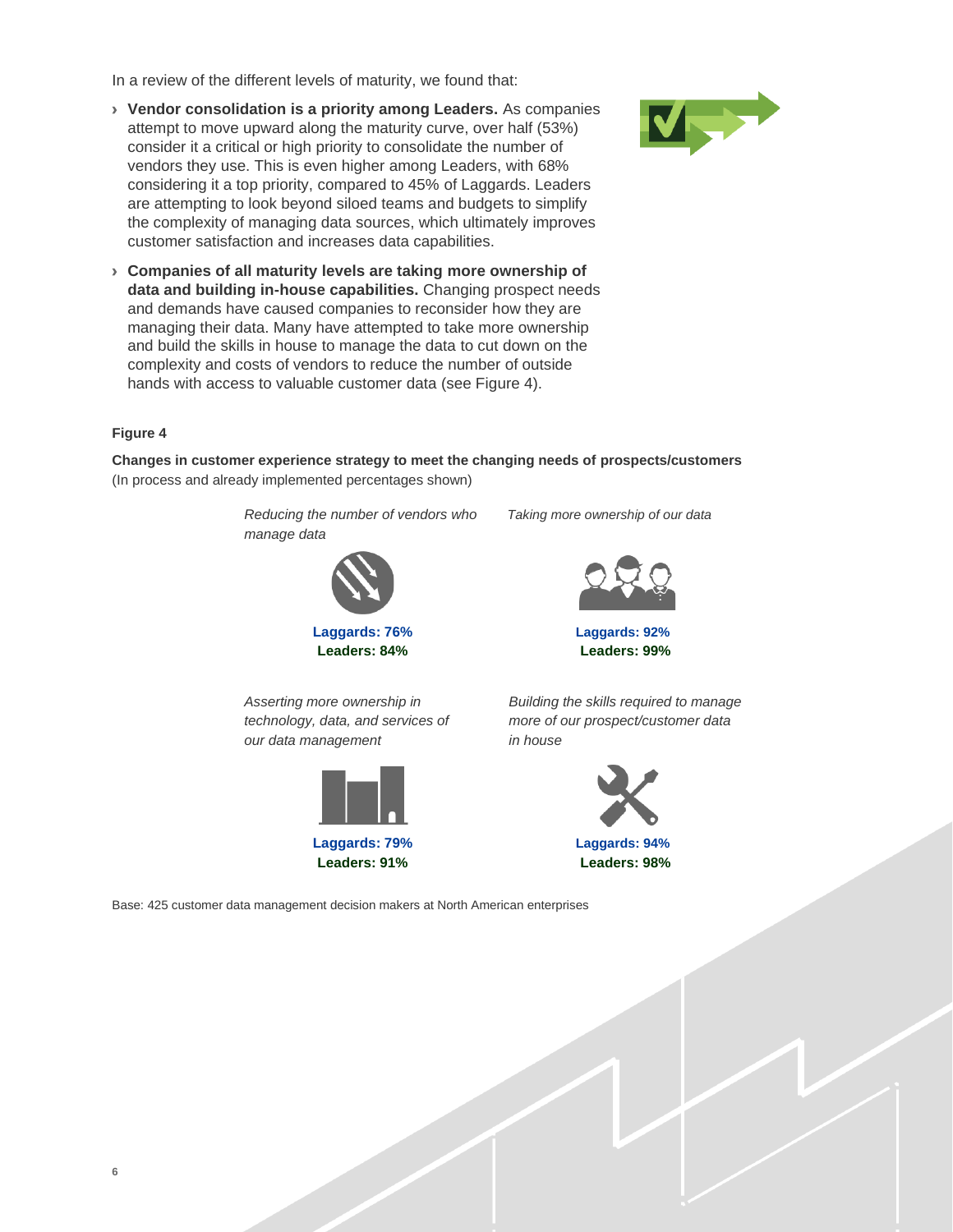In a review of the different levels of maturity, we found that:

- **Vendor consolidation is a priority among Leaders.** As companies attempt to move upward along the maturity curve, over half (53%) consider it a critical or high priority to consolidate the number of vendors they use. This is even higher among Leaders, with 68% considering it a top priority, compared to 45% of Laggards. Leaders are attempting to look beyond siloed teams and budgets to simplify the complexity of managing data sources, which ultimately improves customer satisfaction and increases data capabilities.
- **Companies of all maturity levels are taking more ownership of data and building in-house capabilities.** Changing prospect needs and demands have caused companies to reconsider how they are managing their data. Many have attempted to take more ownership and build the skills in house to manage the data to cut down on the complexity and costs of vendors to reduce the number of outside hands with access to valuable customer data (see Figure 4).

**Figure 4**

**Changes in customer experience strategy to meet the changing needs of prospects/customers**
(In process and already implemented percentages shown)

*Reducing the number of vendors who manage data*

**Laggards: 76%**
**Leaders: 84%**

*Taking more ownership of our data*

**Laggards: 92%**
**Leaders: 99%**

*Asserting more ownership in technology, data, and services of our data management*

**Laggards: 79%**
**Leaders: 91%**

*Building the skills required to manage more of our prospect/customer data in house*

**Laggards: 94%**
**Leaders: 98%**

Base: 425 customer data management decision makers at North American enterprises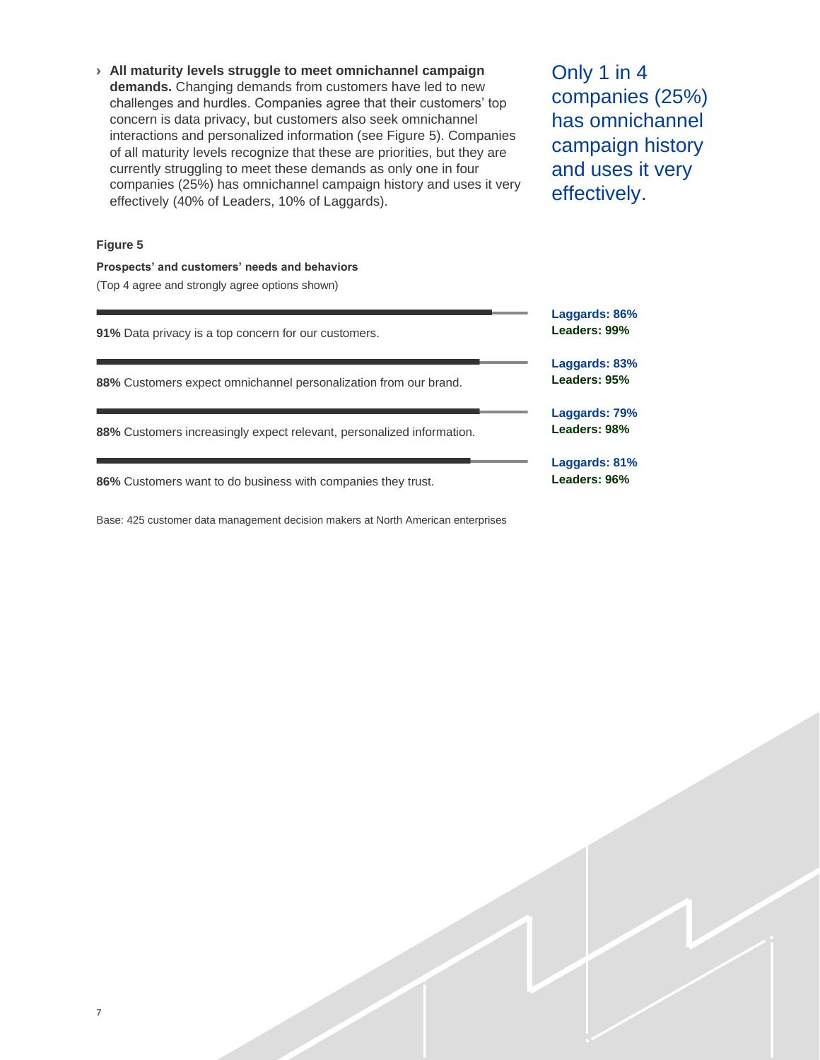- **All maturity levels struggle to meet omnichannel campaign demands.** Changing demands from customers have led to new challenges and hurdles. Companies agree that their customers' top concern is data privacy, but customers also seek omnichannel interactions and personalized information (see Figure 5). Companies of all maturity levels recognize that these are priorities, but they are currently struggling to meet these demands as only one in four companies (25%) has omnichannel campaign history and uses it very effectively (40% of Leaders, 10% of Laggards).

Only 1 in 4 companies (25%) has omnichannel campaign history and uses it very effectively.

**Figure 5**

**Prospects' and customers' needs and behaviors**

(Top 4 agree and strongly agree options shown)

| Statement | Laggards | Leaders |
|---|---|---|
| **91%** Data privacy is a top concern for our customers. | 86% | 99% |
| **88%** Customers expect omnichannel personalization from our brand. | 83% | 95% |
| **88%** Customers increasingly expect relevant, personalized information. | 79% | 98% |
| **86%** Customers want to do business with companies they trust. | 81% | 96% |

Base: 425 customer data management decision makers at North American enterprises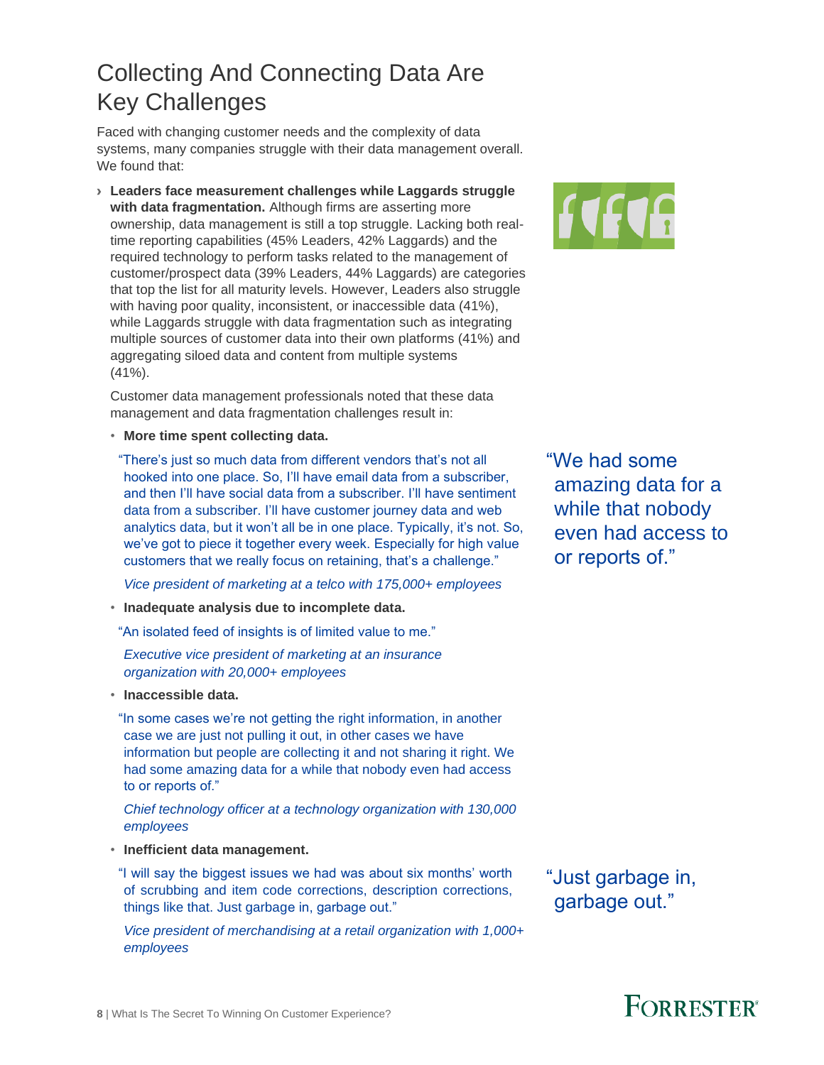# Collecting And Connecting Data Are Key Challenges

Faced with changing customer needs and the complexity of data systems, many companies struggle with their data management overall. We found that:

- **Leaders face measurement challenges while Laggards struggle with data fragmentation.** Although firms are asserting more ownership, data management is still a top struggle. Lacking both real-time reporting capabilities (45% Leaders, 42% Laggards) and the required technology to perform tasks related to the management of customer/prospect data (39% Leaders, 44% Laggards) are categories that top the list for all maturity levels. However, Leaders also struggle with having poor quality, inconsistent, or inaccessible data (41%), while Laggards struggle with data fragmentation such as integrating multiple sources of customer data into their own platforms (41%) and aggregating siloed data and content from multiple systems (41%).

  Customer data management professionals noted that these data management and data fragmentation challenges result in:

  - **More time spent collecting data.**

    "There's just so much data from different vendors that's not all hooked into one place. So, I'll have email data from a subscriber, and then I'll have social data from a subscriber. I'll have sentiment data from a subscriber. I'll have customer journey data and web analytics data, but it won't all be in one place. Typically, it's not. So, we've got to piece it together every week. Especially for high value customers that we really focus on retaining, that's a challenge."

    *Vice president of marketing at a telco with 175,000+ employees*

  - **Inadequate analysis due to incomplete data.**

    "An isolated feed of insights is of limited value to me."

    *Executive vice president of marketing at an insurance organization with 20,000+ employees*

  - **Inaccessible data.**

    "In some cases we're not getting the right information, in another case we are just not pulling it out, in other cases we have information but people are collecting it and not sharing it right. We had some amazing data for a while that nobody even had access to or reports of."

    *Chief technology officer at a technology organization with 130,000 employees*

  - **Inefficient data management.**

    "I will say the biggest issues we had was about six months' worth of scrubbing and item code corrections, description corrections, things like that. Just garbage in, garbage out."

    *Vice president of merchandising at a retail organization with 1,000+ employees*

"We had some amazing data for a while that nobody even had access to or reports of."

"Just garbage in, garbage out."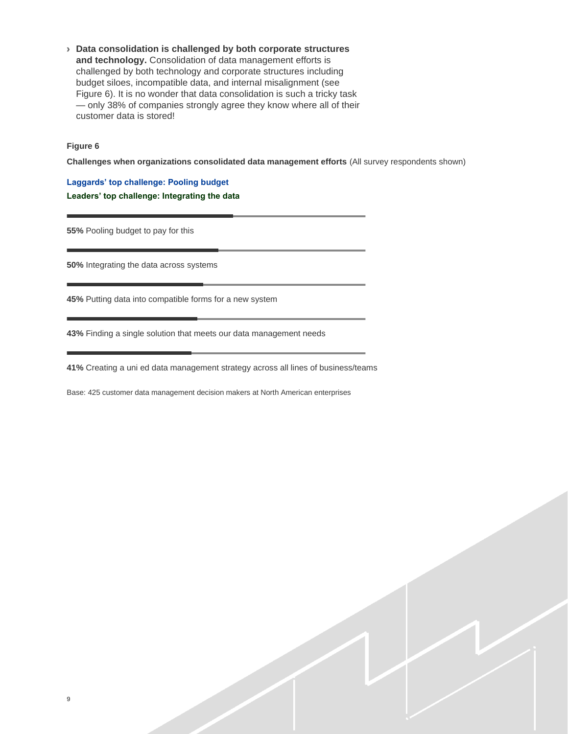- **Data consolidation is challenged by both corporate structures and technology.** Consolidation of data management efforts is challenged by both technology and corporate structures including budget siloes, incompatible data, and internal misalignment (see Figure 6). It is no wonder that data consolidation is such a tricky task — only 38% of companies strongly agree they know where all of their customer data is stored!

**Figure 6**

**Challenges when organizations consolidated data management efforts** (All survey respondents shown)

**Laggards' top challenge: Pooling budget**

**Leaders' top challenge: Integrating the data**

**55%** Pooling budget to pay for this

**50%** Integrating the data across systems

**45%** Putting data into compatible forms for a new system

**43%** Finding a single solution that meets our data management needs

**41%** Creating a uni ed data management strategy across all lines of business/teams

Base: 425 customer data management decision makers at North American enterprises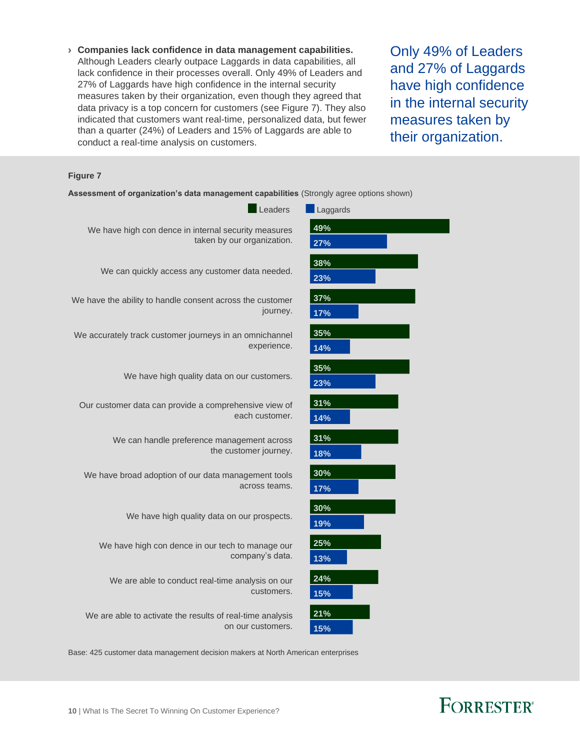- **Companies lack confidence in data management capabilities.** Although Leaders clearly outpace Laggards in data capabilities, all lack confidence in their processes overall. Only 49% of Leaders and 27% of Laggards have high confidence in the internal security measures taken by their organization, even though they agreed that data privacy is a top concern for customers (see Figure 7). They also indicated that customers want real-time, personalized data, but fewer than a quarter (24%) of Leaders and 15% of Laggards are able to conduct a real-time analysis on customers.

Only 49% of Leaders and 27% of Laggards have high confidence in the internal security measures taken by their organization.

**Figure 7**

**Assessment of organization's data management capabilities** (Strongly agree options shown)

| | Leaders | Laggards |
|---|---|---|
| We have high con dence in internal security measures taken by our organization. | 49% | 27% |
| We can quickly access any customer data needed. | 38% | 23% |
| We have the ability to handle consent across the customer journey. | 37% | 17% |
| We accurately track customer journeys in an omnichannel experience. | 35% | 14% |
| We have high quality data on our customers. | 35% | 23% |
| Our customer data can provide a comprehensive view of each customer. | 31% | 14% |
| We can handle preference management across the customer journey. | 31% | 18% |
| We have broad adoption of our data management tools across teams. | 30% | 17% |
| We have high quality data on our prospects. | 30% | 19% |
| We have high con dence in our tech to manage our company's data. | 25% | 13% |
| We are able to conduct real-time analysis on our customers. | 24% | 15% |
| We are able to activate the results of real-time analysis on our customers. | 21% | 15% |

Base: 425 customer data management decision makers at North American enterprises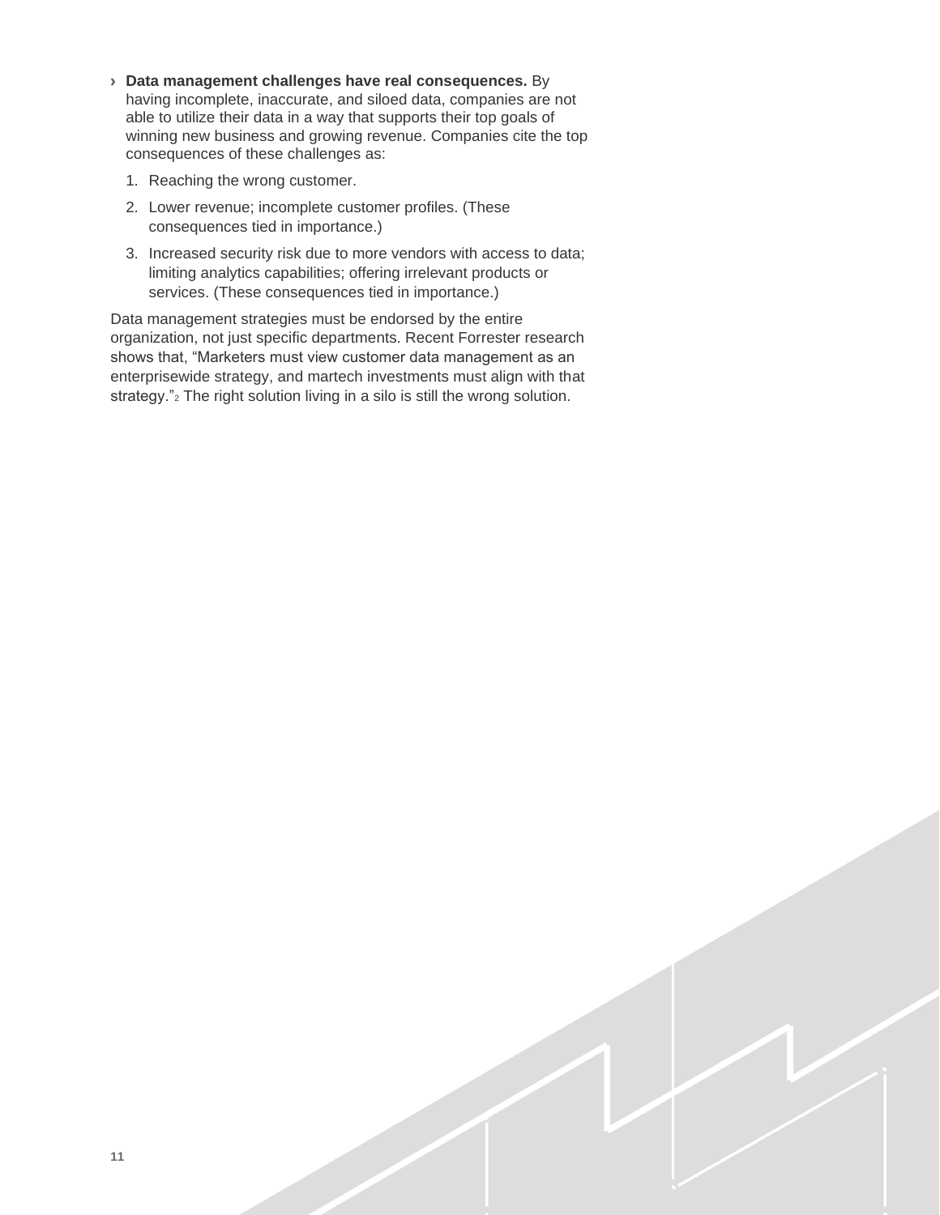- **Data management challenges have real consequences.** By having incomplete, inaccurate, and siloed data, companies are not able to utilize their data in a way that supports their top goals of winning new business and growing revenue. Companies cite the top consequences of these challenges as:

  1. Reaching the wrong customer.
  2. Lower revenue; incomplete customer profiles. (These consequences tied in importance.)
  3. Increased security risk due to more vendors with access to data; limiting analytics capabilities; offering irrelevant products or services. (These consequences tied in importance.)

Data management strategies must be endorsed by the entire organization, not just specific departments. Recent Forrester research shows that, “Marketers must view customer data management as an enterprisewide strategy, and martech investments must align with that strategy.”[2] The right solution living in a silo is still the wrong solution.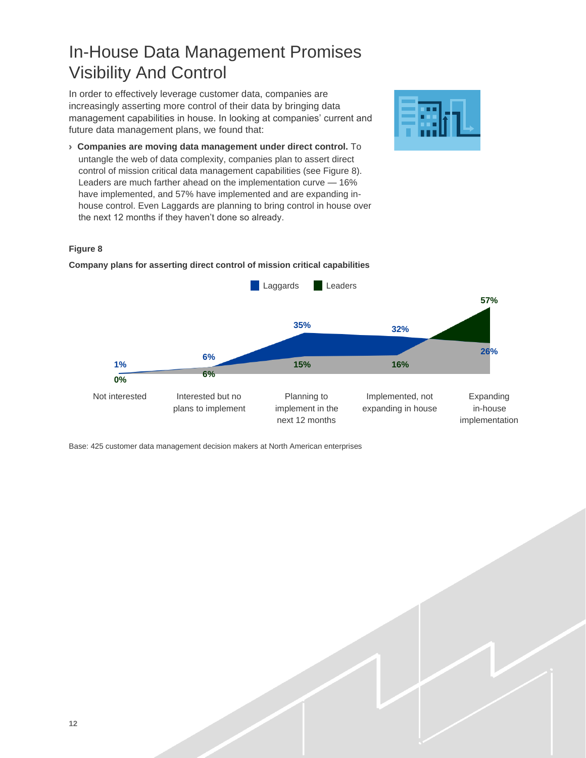# In-House Data Management Promises Visibility And Control

In order to effectively leverage customer data, companies are increasingly asserting more control of their data by bringing data management capabilities in house. In looking at companies' current and future data management plans, we found that:

› **Companies are moving data management under direct control.** To untangle the web of data complexity, companies plan to assert direct control of mission critical data management capabilities (see Figure 8). Leaders are much farther ahead on the implementation curve — 16% have implemented, and 57% have implemented and are expanding in-house control. Even Laggards are planning to bring control in house over the next 12 months if they haven't done so already.

**Figure 8**

**Company plans for asserting direct control of mission critical capabilities**

| | Laggards | Leaders |
|---|---|---|
| Not interested | 1% | 0% |
| Interested but no plans to implement | 6% | 6% |
| Planning to implement in the next 12 months | 35% | 15% |
| Implemented, not expanding in house | 32% | 16% |
| Expanding in-house implementation | 26% | 57% |

Base: 425 customer data management decision makers at North American enterprises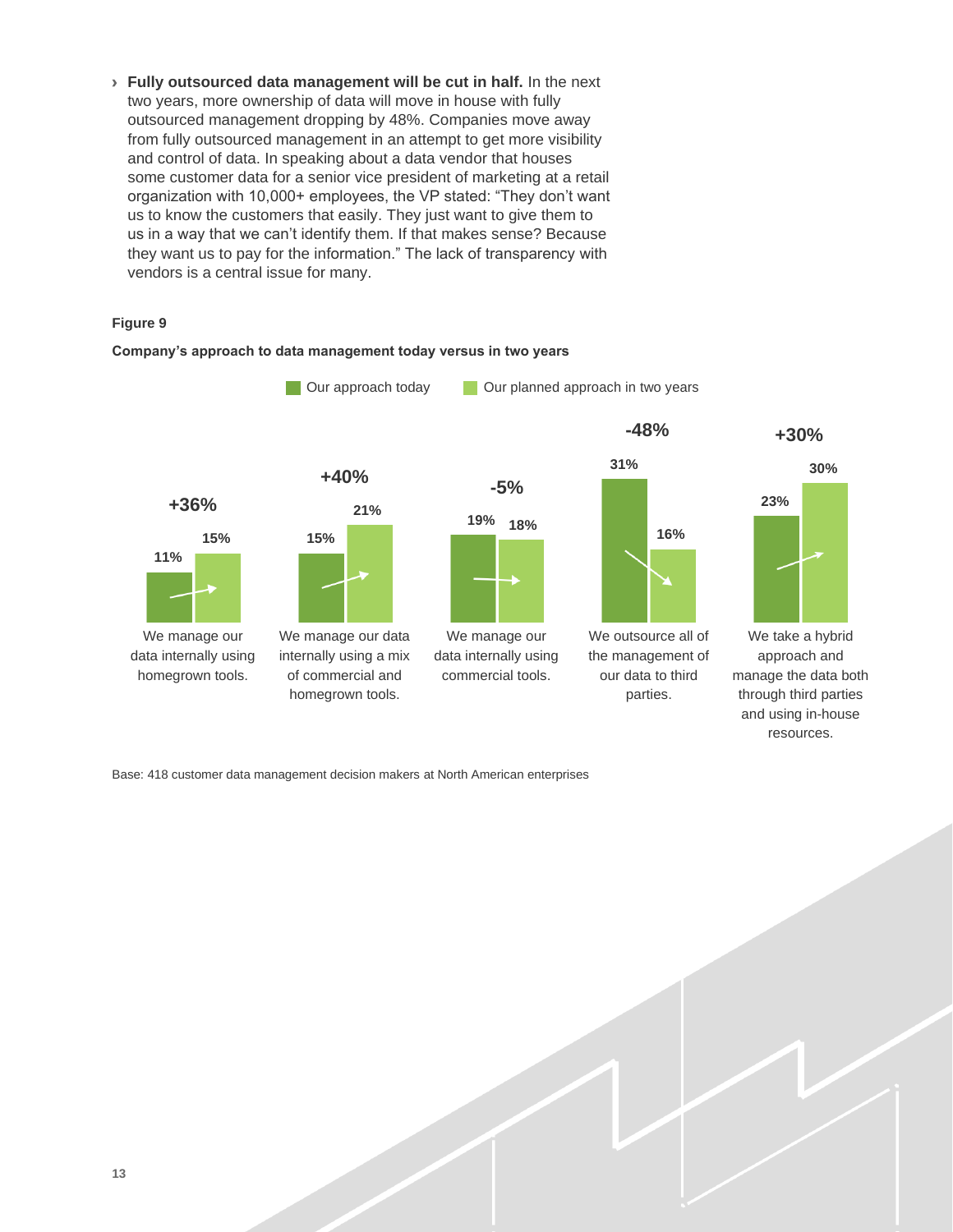- **Fully outsourced data management will be cut in half.** In the next two years, more ownership of data will move in house with fully outsourced management dropping by 48%. Companies move away from fully outsourced management in an attempt to get more visibility and control of data. In speaking about a data vendor that houses some customer data for a senior vice president of marketing at a retail organization with 10,000+ employees, the VP stated: "They don't want us to know the customers that easily. They just want to give them to us in a way that we can't identify them. If that makes sense? Because they want us to pay for the information." The lack of transparency with vendors is a central issue for many.

**Figure 9**

**Company's approach to data management today versus in two years**

| Approach | Our approach today | Our planned approach in two years | Change |
|---|---|---|---|
| We manage our data internally using homegrown tools. | 11% | 15% | +36% |
| We manage our data internally using a mix of commercial and homegrown tools. | 15% | 21% | +40% |
| We manage our data internally using commercial tools. | 19% | 18% | -5% |
| We outsource all of the management of our data to third parties. | 31% | 16% | -48% |
| We take a hybrid approach and manage the data both through third parties and using in-house resources. | 23% | 30% | +30% |

Base: 418 customer data management decision makers at North American enterprises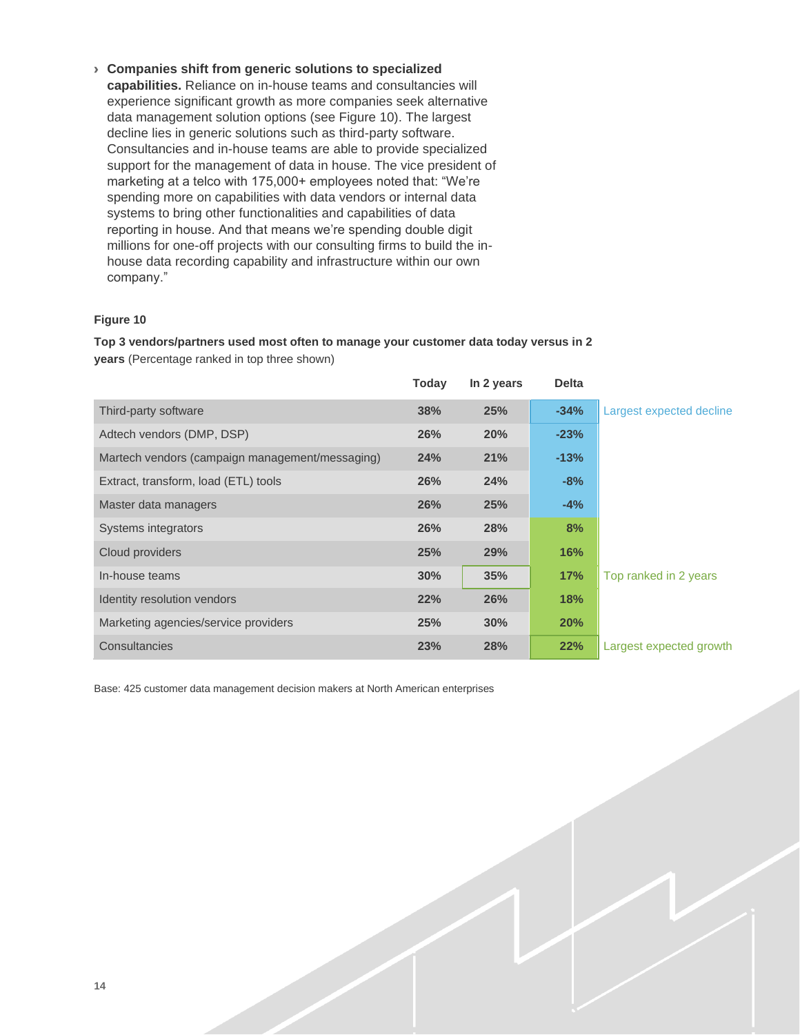› **Companies shift from generic solutions to specialized capabilities.** Reliance on in-house teams and consultancies will experience significant growth as more companies seek alternative data management solution options (see Figure 10). The largest decline lies in generic solutions such as third-party software. Consultancies and in-house teams are able to provide specialized support for the management of data in house. The vice president of marketing at a telco with 175,000+ employees noted that: "We're spending more on capabilities with data vendors or internal data systems to bring other functionalities and capabilities of data reporting in house. And that means we're spending double digit millions for one-off projects with our consulting firms to build the in-house data recording capability and infrastructure within our own company."

**Figure 10**

**Top 3 vendors/partners used most often to manage your customer data today versus in 2 years** (Percentage ranked in top three shown)

| | Today | In 2 years | Delta | |
|---|---|---|---|---|
| Third-party software | 38% | 25% | -34% | Largest expected decline |
| Adtech vendors (DMP, DSP) | 26% | 20% | -23% | |
| Martech vendors (campaign management/messaging) | 24% | 21% | -13% | |
| Extract, transform, load (ETL) tools | 26% | 24% | -8% | |
| Master data managers | 26% | 25% | -4% | |
| Systems integrators | 26% | 28% | 8% | |
| Cloud providers | 25% | 29% | 16% | |
| In-house teams | 30% | 35% | 17% | Top ranked in 2 years |
| Identity resolution vendors | 22% | 26% | 18% | |
| Marketing agencies/service providers | 25% | 30% | 20% | |
| Consultancies | 23% | 28% | 22% | Largest expected growth |

Base: 425 customer data management decision makers at North American enterprises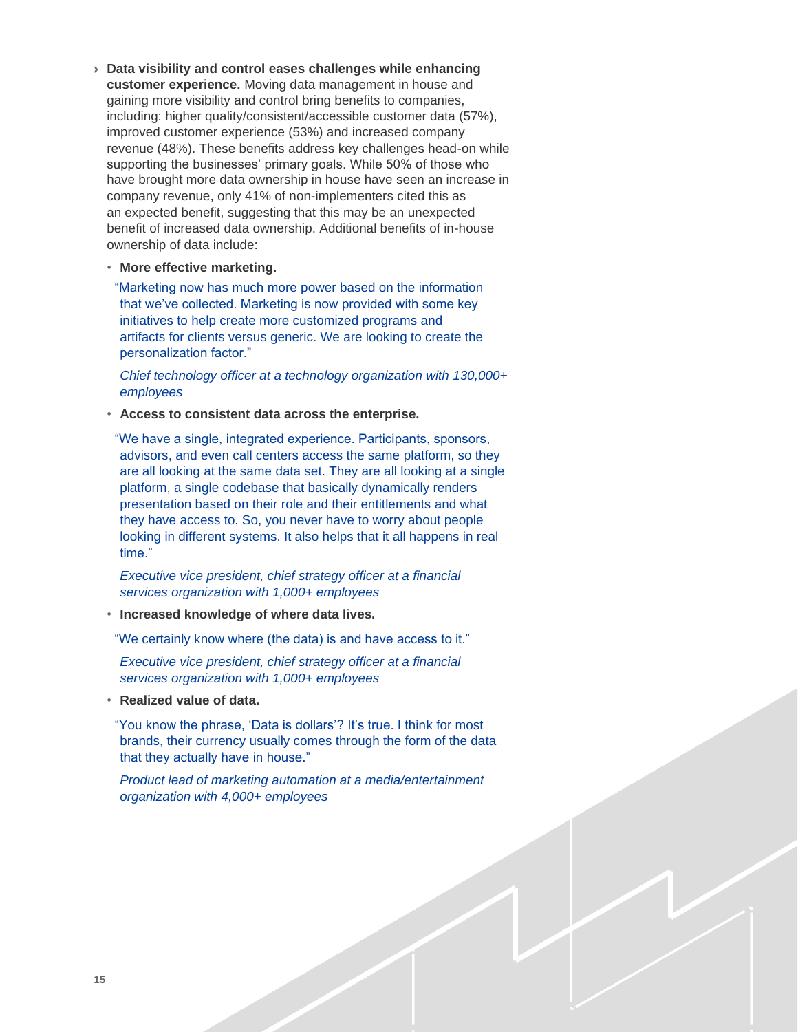- **Data visibility and control eases challenges while enhancing customer experience.** Moving data management in house and gaining more visibility and control bring benefits to companies, including: higher quality/consistent/accessible customer data (57%), improved customer experience (53%) and increased company revenue (48%). These benefits address key challenges head-on while supporting the businesses' primary goals. While 50% of those who have brought more data ownership in house have seen an increase in company revenue, only 41% of non-implementers cited this as an expected benefit, suggesting that this may be an unexpected benefit of increased data ownership. Additional benefits of in-house ownership of data include:

  - **More effective marketing.**

    "Marketing now has much more power based on the information that we've collected. Marketing is now provided with some key initiatives to help create more customized programs and artifacts for clients versus generic. We are looking to create the personalization factor."

    *Chief technology officer at a technology organization with 130,000+ employees*

  - **Access to consistent data across the enterprise.**

    "We have a single, integrated experience. Participants, sponsors, advisors, and even call centers access the same platform, so they are all looking at the same data set. They are all looking at a single platform, a single codebase that basically dynamically renders presentation based on their role and their entitlements and what they have access to. So, you never have to worry about people looking in different systems. It also helps that it all happens in real time."

    *Executive vice president, chief strategy officer at a financial services organization with 1,000+ employees*

  - **Increased knowledge of where data lives.**

    "We certainly know where (the data) is and have access to it."

    *Executive vice president, chief strategy officer at a financial services organization with 1,000+ employees*

  - **Realized value of data.**

    "You know the phrase, 'Data is dollars'? It's true. I think for most brands, their currency usually comes through the form of the data that they actually have in house."

    *Product lead of marketing automation at a media/entertainment organization with 4,000+ employees*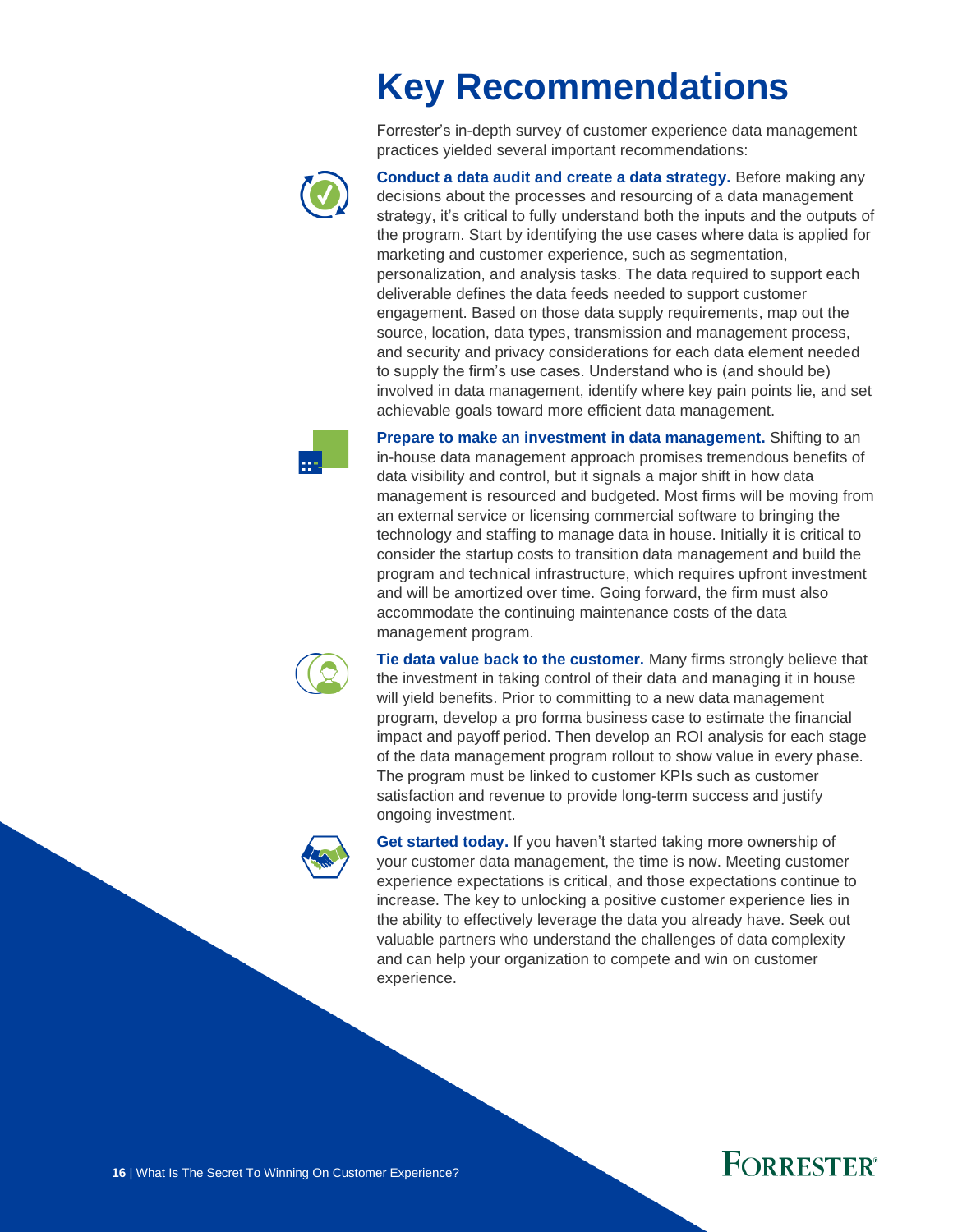# Key Recommendations

Forrester's in-depth survey of customer experience data management practices yielded several important recommendations:

**Conduct a data audit and create a data strategy.** Before making any decisions about the processes and resourcing of a data management strategy, it's critical to fully understand both the inputs and the outputs of the program. Start by identifying the use cases where data is applied for marketing and customer experience, such as segmentation, personalization, and analysis tasks. The data required to support each deliverable defines the data feeds needed to support customer engagement. Based on those data supply requirements, map out the source, location, data types, transmission and management process, and security and privacy considerations for each data element needed to supply the firm's use cases. Understand who is (and should be) involved in data management, identify where key pain points lie, and set achievable goals toward more efficient data management.

**Prepare to make an investment in data management.** Shifting to an in-house data management approach promises tremendous benefits of data visibility and control, but it signals a major shift in how data management is resourced and budgeted. Most firms will be moving from an external service or licensing commercial software to bringing the technology and staffing to manage data in house. Initially it is critical to consider the startup costs to transition data management and build the program and technical infrastructure, which requires upfront investment and will be amortized over time. Going forward, the firm must also accommodate the continuing maintenance costs of the data management program.

**Tie data value back to the customer.** Many firms strongly believe that the investment in taking control of their data and managing it in house will yield benefits. Prior to committing to a new data management program, develop a pro forma business case to estimate the financial impact and payoff period. Then develop an ROI analysis for each stage of the data management program rollout to show value in every phase. The program must be linked to customer KPIs such as customer satisfaction and revenue to provide long-term success and justify ongoing investment.

**Get started today.** If you haven't started taking more ownership of your customer data management, the time is now. Meeting customer experience expectations is critical, and those expectations continue to increase. The key to unlocking a positive customer experience lies in the ability to effectively leverage the data you already have. Seek out valuable partners who understand the challenges of data complexity and can help your organization to compete and win on customer experience.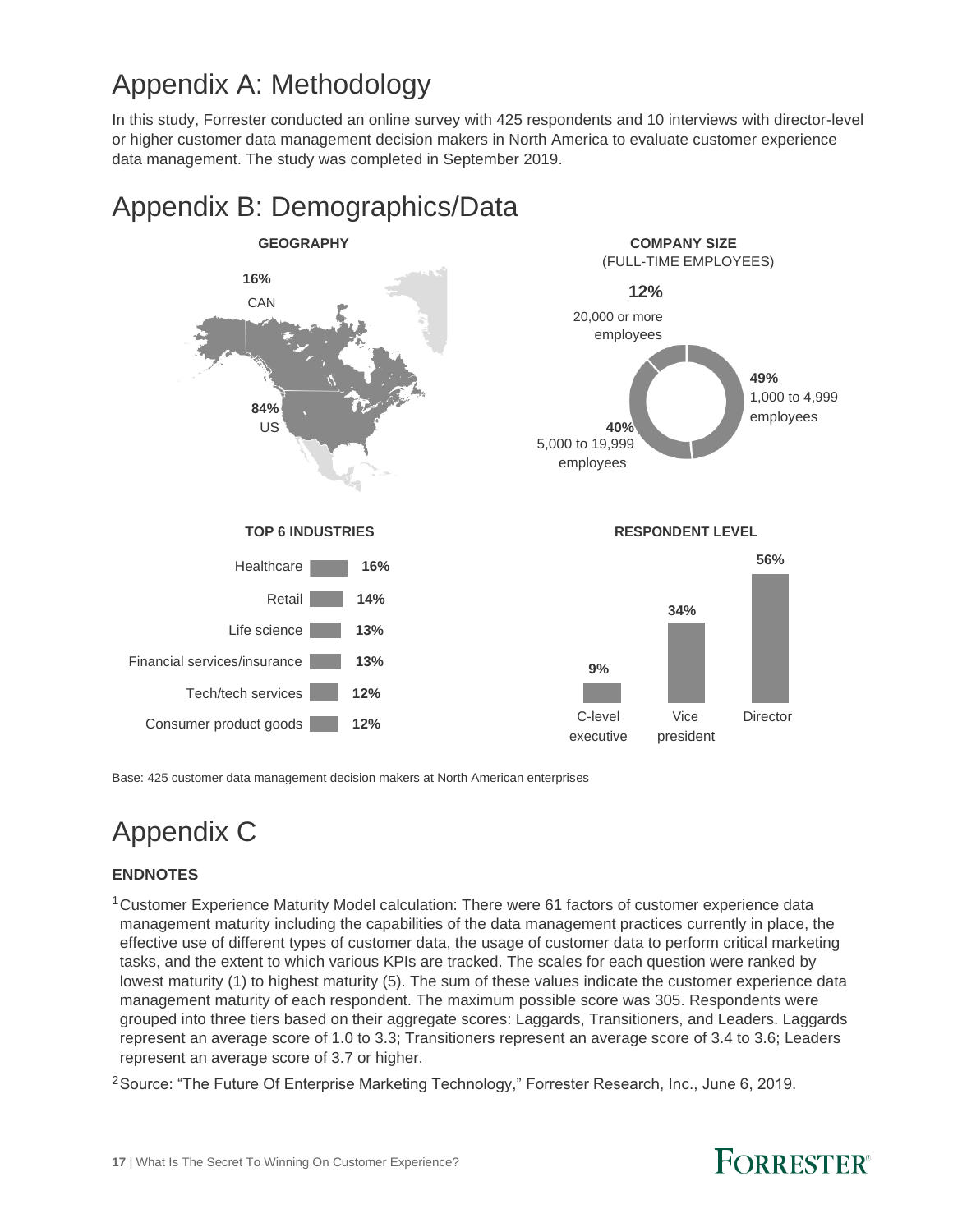# Appendix A: Methodology

In this study, Forrester conducted an online survey with 425 respondents and 10 interviews with director-level or higher customer data management decision makers in North America to evaluate customer experience data management. The study was completed in September 2019.

# Appendix B: Demographics/Data

**GEOGRAPHY**

| Country | Percentage |
| --- | --- |
| CAN | 16% |
| US | 84% |

**COMPANY SIZE** (FULL-TIME EMPLOYEES)

| Company size | Percentage |
| --- | --- |
| 20,000 or more employees | 12% |
| 1,000 to 4,999 employees | 49% |
| 5,000 to 19,999 employees | 40% |

**TOP 6 INDUSTRIES**

| Industry | Percentage |
| --- | --- |
| Healthcare | 16% |
| Retail | 14% |
| Life science | 13% |
| Financial services/insurance | 13% |
| Tech/tech services | 12% |
| Consumer product goods | 12% |

**RESPONDENT LEVEL**

| Level | Percentage |
| --- | --- |
| C-level executive | 9% |
| Vice president | 34% |
| Director | 56% |

Base: 425 customer data management decision makers at North American enterprises

# Appendix C

**ENDNOTES**

[1] Customer Experience Maturity Model calculation: There were 61 factors of customer experience data management maturity including the capabilities of the data management practices currently in place, the effective use of different types of customer data, the usage of customer data to perform critical marketing tasks, and the extent to which various KPIs are tracked. The scales for each question were ranked by lowest maturity (1) to highest maturity (5). The sum of these values indicate the customer experience data management maturity of each respondent. The maximum possible score was 305. Respondents were grouped into three tiers based on their aggregate scores: Laggards, Transitioners, and Leaders. Laggards represent an average score of 1.0 to 3.3; Transitioners represent an average score of 3.4 to 3.6; Leaders represent an average score of 3.7 or higher.

[2] Source: "The Future Of Enterprise Marketing Technology," Forrester Research, Inc., June 6, 2019.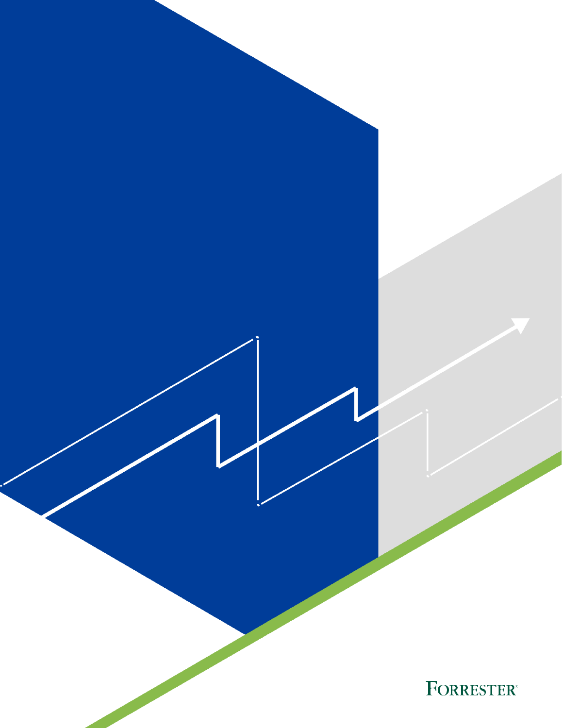FORRESTER